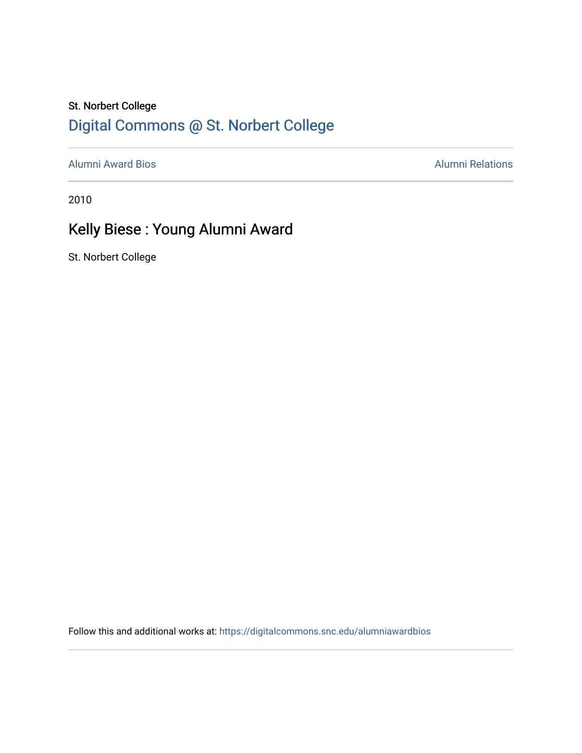St. Norbert College

Digital Commons @ St. Norbert College

Alumni Award Bios

Alumni Relations

2010

# Kelly Biese : Young Alumni Award

St. Norbert College

Follow this and additional works at: https://digitalcommons.snc.edu/alumniawardbios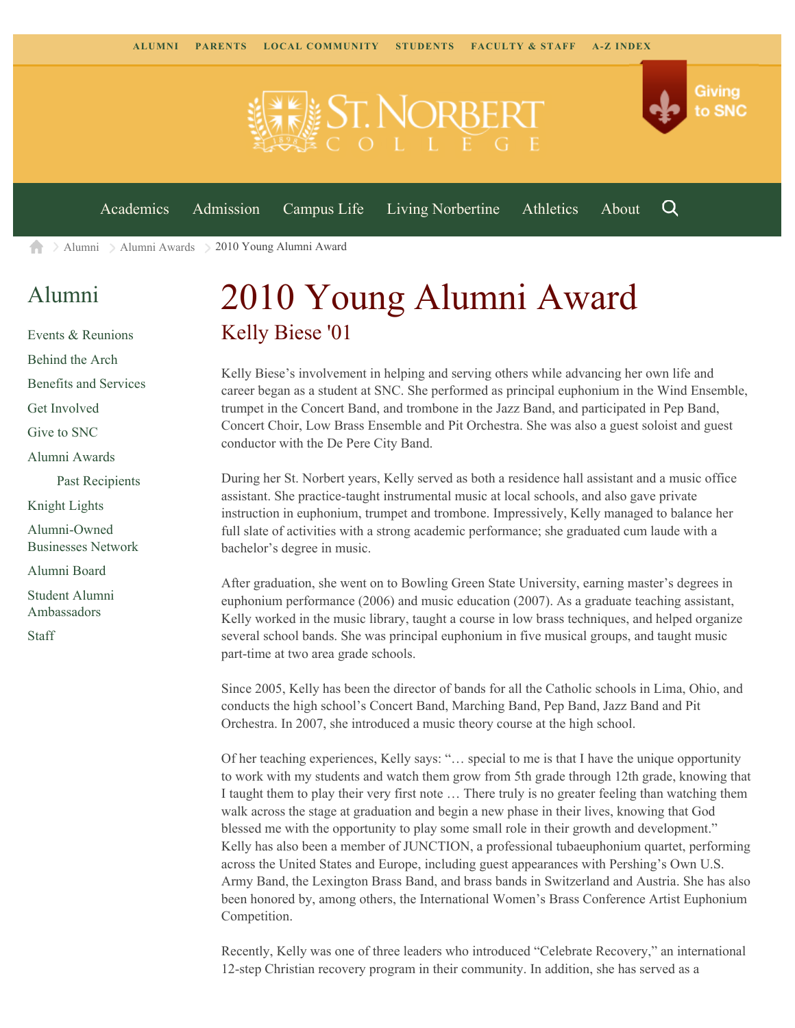ALUMNI PARENTS LOCAL COMMUNITY STUDENTS FACULTY & STAFF A-Z INDEX

Giving to SNC

Academics Admission Campus Life Living Norbertine Athletics About

Alumni > Alumni Awards > 2010 Young Alumni Award

## Alumni

- Events & Reunions
- Behind the Arch
- Benefits and Services
- Get Involved
- Give to SNC
- Alumni Awards
  - Past Recipients
- Knight Lights
- Alumni-Owned Businesses Network
- Alumni Board
- Student Alumni Ambassadors
- Staff

# 2010 Young Alumni Award

## Kelly Biese '01

Kelly Biese's involvement in helping and serving others while advancing her own life and career began as a student at SNC. She performed as principal euphonium in the Wind Ensemble, trumpet in the Concert Band, and trombone in the Jazz Band, and participated in Pep Band, Concert Choir, Low Brass Ensemble and Pit Orchestra. She was also a guest soloist and guest conductor with the De Pere City Band.

During her St. Norbert years, Kelly served as both a residence hall assistant and a music office assistant. She practice-taught instrumental music at local schools, and also gave private instruction in euphonium, trumpet and trombone. Impressively, Kelly managed to balance her full slate of activities with a strong academic performance; she graduated cum laude with a bachelor's degree in music.

After graduation, she went on to Bowling Green State University, earning master's degrees in euphonium performance (2006) and music education (2007). As a graduate teaching assistant, Kelly worked in the music library, taught a course in low brass techniques, and helped organize several school bands. She was principal euphonium in five musical groups, and taught music part-time at two area grade schools.

Since 2005, Kelly has been the director of bands for all the Catholic schools in Lima, Ohio, and conducts the high school's Concert Band, Marching Band, Pep Band, Jazz Band and Pit Orchestra. In 2007, she introduced a music theory course at the high school.

Of her teaching experiences, Kelly says: "… special to me is that I have the unique opportunity to work with my students and watch them grow from 5th grade through 12th grade, knowing that I taught them to play their very first note … There truly is no greater feeling than watching them walk across the stage at graduation and begin a new phase in their lives, knowing that God blessed me with the opportunity to play some small role in their growth and development." Kelly has also been a member of JUNCTION, a professional tubaeuphonium quartet, performing across the United States and Europe, including guest appearances with Pershing's Own U.S. Army Band, the Lexington Brass Band, and brass bands in Switzerland and Austria. She has also been honored by, among others, the International Women's Brass Conference Artist Euphonium Competition.

Recently, Kelly was one of three leaders who introduced "Celebrate Recovery," an international 12-step Christian recovery program in their community. In addition, she has served as a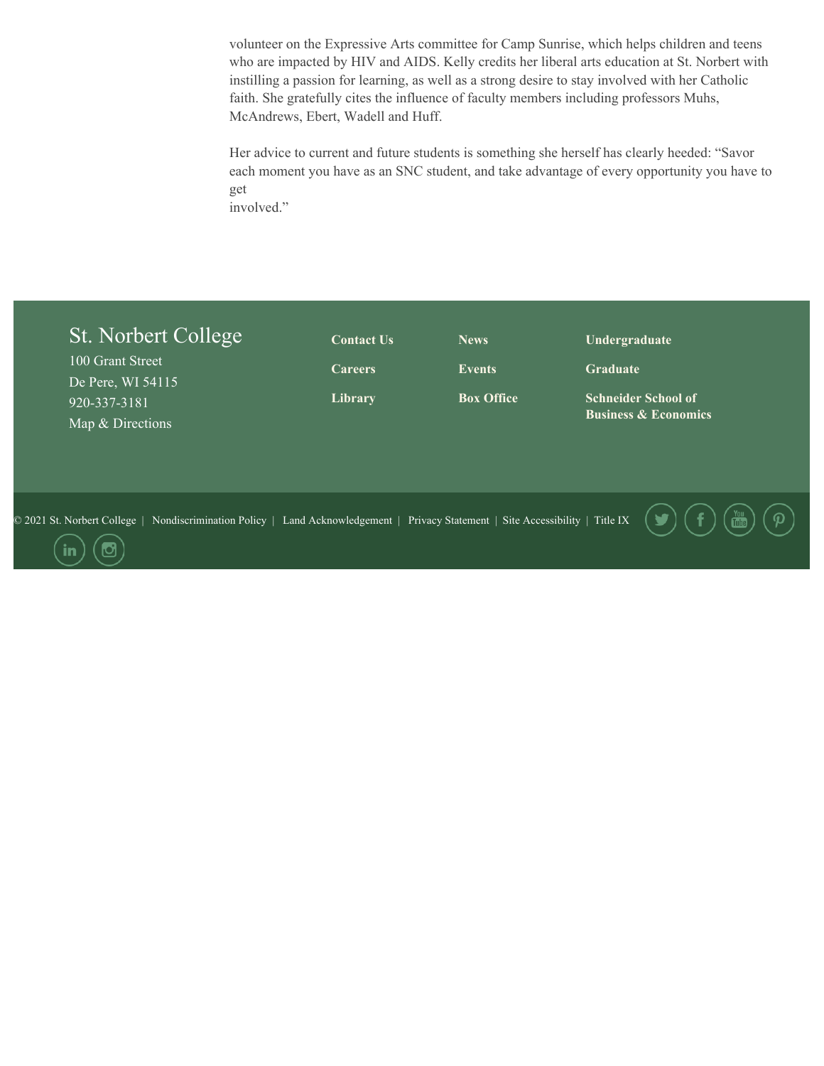volunteer on the Expressive Arts committee for Camp Sunrise, which helps children and teens who are impacted by HIV and AIDS. Kelly credits her liberal arts education at St. Norbert with instilling a passion for learning, as well as a strong desire to stay involved with her Catholic faith. She gratefully cites the influence of faculty members including professors Muhs, McAndrews, Ebert, Wadell and Huff.

Her advice to current and future students is something she herself has clearly heeded: "Savor each moment you have as an SNC student, and take advantage of every opportunity you have to get involved."

St. Norbert College

100 Grant Street
De Pere, WI 54115
920-337-3181
Map & Directions

**Contact Us**
**Careers**
**Library**

**News**
**Events**
**Box Office**

**Undergraduate**
**Graduate**
**Schneider School of Business & Economics**

© 2021 St. Norbert College | Nondiscrimination Policy | Land Acknowledgement | Privacy Statement | Site Accessibility | Title IX